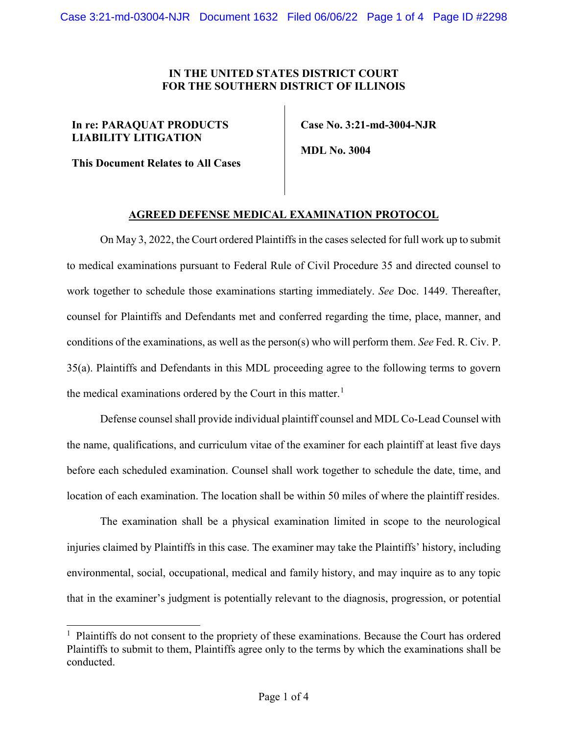**IN THE UNITED STATES DISTRICT COURT
FOR THE SOUTHERN DISTRICT OF ILLINOIS**

**In re: PARAQUAT PRODUCTS LIABILITY LITIGATION**

**This Document Relates to All Cases**

**Case No. 3:21-md-3004-NJR**

**MDL No. 3004**

**AGREED DEFENSE MEDICAL EXAMINATION PROTOCOL**

On May 3, 2022, the Court ordered Plaintiffs in the cases selected for full work up to submit to medical examinations pursuant to Federal Rule of Civil Procedure 35 and directed counsel to work together to schedule those examinations starting immediately. *See* Doc. 1449. Thereafter, counsel for Plaintiffs and Defendants met and conferred regarding the time, place, manner, and conditions of the examinations, as well as the person(s) who will perform them. *See* Fed. R. Civ. P. 35(a). Plaintiffs and Defendants in this MDL proceeding agree to the following terms to govern the medical examinations ordered by the Court in this matter.[1]

Defense counsel shall provide individual plaintiff counsel and MDL Co-Lead Counsel with the name, qualifications, and curriculum vitae of the examiner for each plaintiff at least five days before each scheduled examination. Counsel shall work together to schedule the date, time, and location of each examination. The location shall be within 50 miles of where the plaintiff resides.

The examination shall be a physical examination limited in scope to the neurological injuries claimed by Plaintiffs in this case. The examiner may take the Plaintiffs' history, including environmental, social, occupational, medical and family history, and may inquire as to any topic that in the examiner's judgment is potentially relevant to the diagnosis, progression, or potential

[1] Plaintiffs do not consent to the propriety of these examinations. Because the Court has ordered Plaintiffs to submit to them, Plaintiffs agree only to the terms by which the examinations shall be conducted.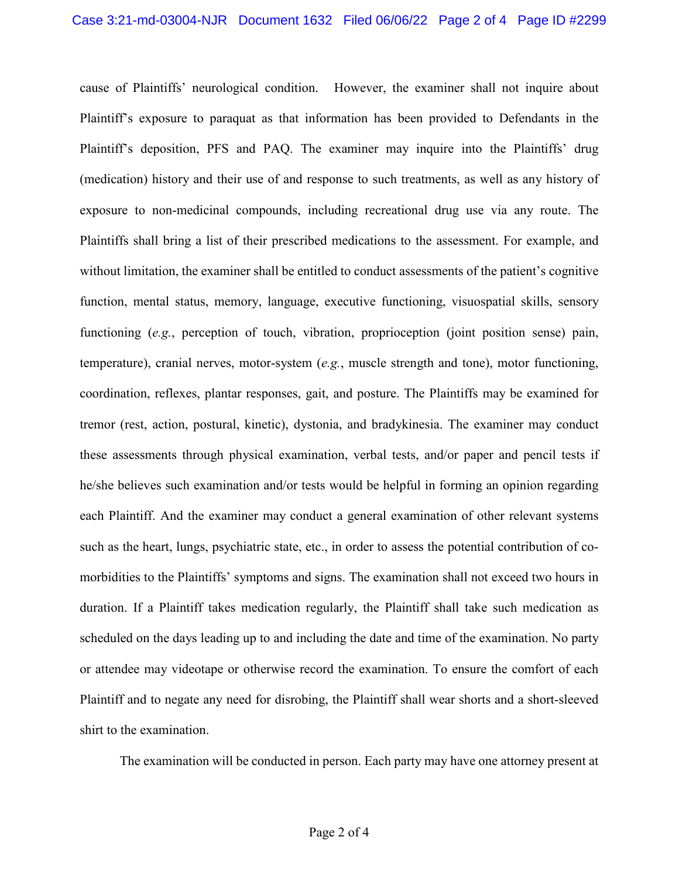cause of Plaintiffs' neurological condition. However, the examiner shall not inquire about Plaintiff's exposure to paraquat as that information has been provided to Defendants in the Plaintiff's deposition, PFS and PAQ. The examiner may inquire into the Plaintiffs' drug (medication) history and their use of and response to such treatments, as well as any history of exposure to non-medicinal compounds, including recreational drug use via any route. The Plaintiffs shall bring a list of their prescribed medications to the assessment. For example, and without limitation, the examiner shall be entitled to conduct assessments of the patient's cognitive function, mental status, memory, language, executive functioning, visuospatial skills, sensory functioning (*e.g.*, perception of touch, vibration, proprioception (joint position sense) pain, temperature), cranial nerves, motor-system (*e.g.*, muscle strength and tone), motor functioning, coordination, reflexes, plantar responses, gait, and posture. The Plaintiffs may be examined for tremor (rest, action, postural, kinetic), dystonia, and bradykinesia. The examiner may conduct these assessments through physical examination, verbal tests, and/or paper and pencil tests if he/she believes such examination and/or tests would be helpful in forming an opinion regarding each Plaintiff. And the examiner may conduct a general examination of other relevant systems such as the heart, lungs, psychiatric state, etc., in order to assess the potential contribution of co-morbidities to the Plaintiffs' symptoms and signs. The examination shall not exceed two hours in duration. If a Plaintiff takes medication regularly, the Plaintiff shall take such medication as scheduled on the days leading up to and including the date and time of the examination. No party or attendee may videotape or otherwise record the examination. To ensure the comfort of each Plaintiff and to negate any need for disrobing, the Plaintiff shall wear shorts and a short-sleeved shirt to the examination.

The examination will be conducted in person. Each party may have one attorney present at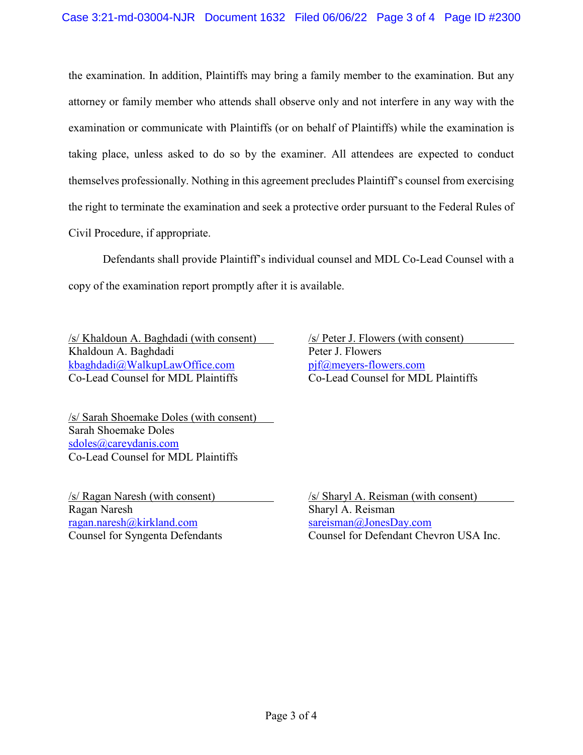the examination. In addition, Plaintiffs may bring a family member to the examination. But any attorney or family member who attends shall observe only and not interfere in any way with the examination or communicate with Plaintiffs (or on behalf of Plaintiffs) while the examination is taking place, unless asked to do so by the examiner. All attendees are expected to conduct themselves professionally. Nothing in this agreement precludes Plaintiff's counsel from exercising the right to terminate the examination and seek a protective order pursuant to the Federal Rules of Civil Procedure, if appropriate.

Defendants shall provide Plaintiff's individual counsel and MDL Co-Lead Counsel with a copy of the examination report promptly after it is available.

/s/ Khaldoun A. Baghdadi (with consent)
Khaldoun A. Baghdadi
kbaghdadi@WalkupLawOffice.com
Co-Lead Counsel for MDL Plaintiffs

/s/ Peter J. Flowers (with consent)
Peter J. Flowers
pjf@meyers-flowers.com
Co-Lead Counsel for MDL Plaintiffs

/s/ Sarah Shoemake Doles (with consent)
Sarah Shoemake Doles
sdoles@careydanis.com
Co-Lead Counsel for MDL Plaintiffs

/s/ Ragan Naresh (with consent)
Ragan Naresh
ragan.naresh@kirkland.com
Counsel for Syngenta Defendants

/s/ Sharyl A. Reisman (with consent)
Sharyl A. Reisman
sareisman@JonesDay.com
Counsel for Defendant Chevron USA Inc.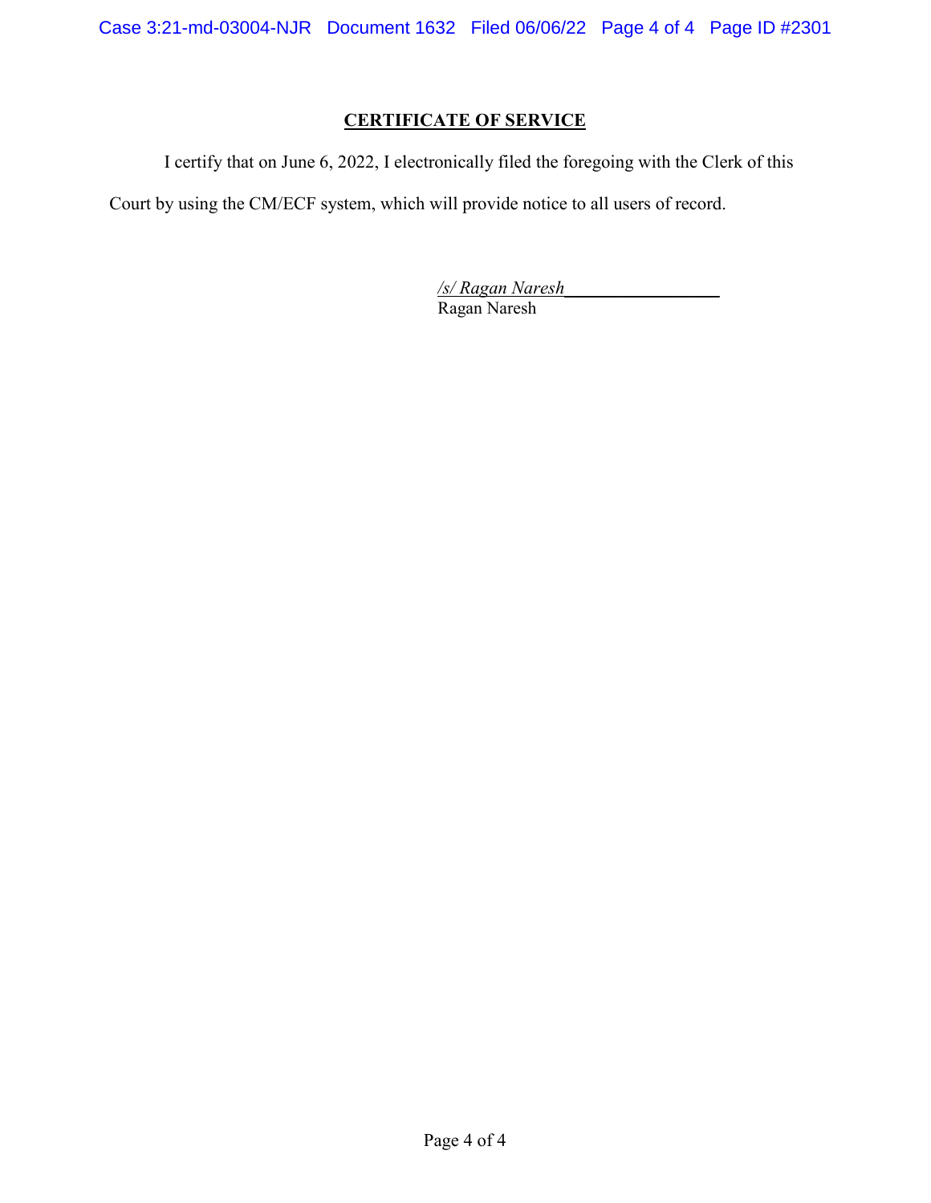# CERTIFICATE OF SERVICE

I certify that on June 6, 2022, I electronically filed the foregoing with the Clerk of this Court by using the CM/ECF system, which will provide notice to all users of record.

*/s/ Ragan Naresh*
Ragan Naresh